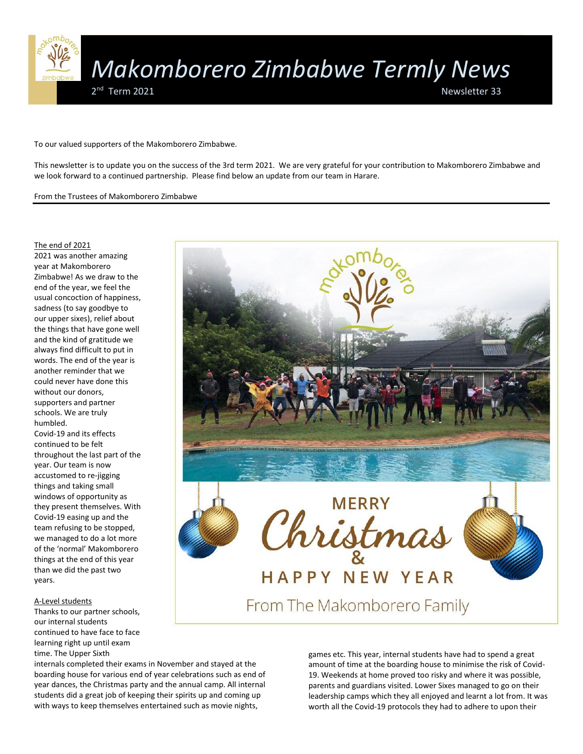# *Makomborero Zimbabwe Termly News*

2nd Term 2021 Newsletter 33

To our valued supporters of the Makomborero Zimbabwe.

This newsletter is to update you on the success of the 3rd term 2021. We are very grateful for your contribution to Makomborero Zimbabwe and we look forward to a continued partnership. Please find below an update from our team in Harare.

From the Trustees of Makomborero Zimbabwe

---

## The end of 2021

2021 was another amazing year at Makomborero Zimbabwe! As we draw to the end of the year, we feel the usual concoction of happiness, sadness (to say goodbye to our upper sixes), relief about the things that have gone well and the kind of gratitude we always find difficult to put in words. The end of the year is another reminder that we could never have done this without our donors, supporters and partner schools. We are truly humbled.

Covid-19 and its effects continued to be felt throughout the last part of the year. Our team is now accustomed to re-jigging things and taking small windows of opportunity as they present themselves. With Covid-19 easing up and the team refusing to be stopped, we managed to do a lot more of the 'normal' Makomborero things at the end of this year than we did the past two years.

## A-Level students

Thanks to our partner schools, our internal students continued to have face to face learning right up until exam time. The Upper Sixth internals completed their exams in November and stayed at the boarding house for various end of year celebrations such as end of year dances, the Christmas party and the annual camp. All internal students did a great job of keeping their spirits up and coming up with ways to keep themselves entertained such as movie nights, games etc. This year, internal students have had to spend a great amount of time at the boarding house to minimise the risk of Covid-19. Weekends at home proved too risky and where it was possible, parents and guardians visited. Lower Sixes managed to go on their leadership camps which they all enjoyed and learnt a lot from. It was worth all the Covid-19 protocols they had to adhere to upon their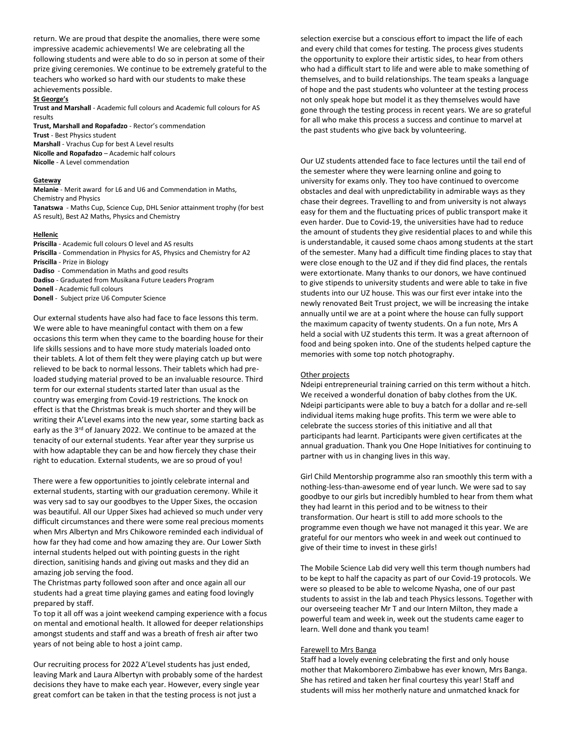return. We are proud that despite the anomalies, there were some impressive academic achievements! We are celebrating all the following students and were able to do so in person at some of their prize giving ceremonies. We continue to be extremely grateful to the teachers who worked so hard with our students to make these achievements possible.

**St George's**

**Trust and Marshall** - Academic full colours and Academic full colours for AS results
**Trust, Marshall and Ropafadzo** - Rector's commendation
**Trust** - Best Physics student
**Marshall** - Vrachus Cup for best A Level results
**Nicolle and Ropafadzo** – Academic half colours
**Nicolle** - A Level commendation

**Gateway**

**Melanie** - Merit award for L6 and U6 and Commendation in Maths, Chemistry and Physics
**Tanatswa** - Maths Cup, Science Cup, DHL Senior attainment trophy (for best AS result), Best A2 Maths, Physics and Chemistry

**Hellenic**

**Priscilla** - Academic full colours O level and AS results
**Priscilla** - Commendation in Physics for AS, Physics and Chemistry for A2
**Priscilla** - Prize in Biology
**Dadiso** - Commendation in Maths and good results
**Dadiso** - Graduated from Musikana Future Leaders Program
**Donell** - Academic full colours
**Donell** - Subject prize U6 Computer Science

Our external students have also had face to face lessons this term. We were able to have meaningful contact with them on a few occasions this term when they came to the boarding house for their life skills sessions and to have more study materials loaded onto their tablets. A lot of them felt they were playing catch up but were relieved to be back to normal lessons. Their tablets which had pre-loaded studying material proved to be an invaluable resource. Third term for our external students started later than usual as the country was emerging from Covid-19 restrictions. The knock on effect is that the Christmas break is much shorter and they will be writing their A'Level exams into the new year, some starting back as early as the 3rd of January 2022. We continue to be amazed at the tenacity of our external students. Year after year they surprise us with how adaptable they can be and how fiercely they chase their right to education. External students, we are so proud of you!

There were a few opportunities to jointly celebrate internal and external students, starting with our graduation ceremony. While it was very sad to say our goodbyes to the Upper Sixes, the occasion was beautiful. All our Upper Sixes had achieved so much under very difficult circumstances and there were some real precious moments when Mrs Albertyn and Mrs Chikowore reminded each individual of how far they had come and how amazing they are. Our Lower Sixth internal students helped out with pointing guests in the right direction, sanitising hands and giving out masks and they did an amazing job serving the food.
The Christmas party followed soon after and once again all our students had a great time playing games and eating food lovingly prepared by staff.
To top it all off was a joint weekend camping experience with a focus on mental and emotional health. It allowed for deeper relationships amongst students and staff and was a breath of fresh air after two years of not being able to host a joint camp.

Our recruiting process for 2022 A'Level students has just ended, leaving Mark and Laura Albertyn with probably some of the hardest decisions they have to make each year. However, every single year great comfort can be taken in that the testing process is not just a selection exercise but a conscious effort to impact the life of each and every child that comes for testing. The process gives students the opportunity to explore their artistic sides, to hear from others who had a difficult start to life and were able to make something of themselves, and to build relationships. The team speaks a language of hope and the past students who volunteer at the testing process not only speak hope but model it as they themselves would have gone through the testing process in recent years. We are so grateful for all who make this process a success and continue to marvel at the past students who give back by volunteering.

Our UZ students attended face to face lectures until the tail end of the semester where they were learning online and going to university for exams only. They too have continued to overcome obstacles and deal with unpredictability in admirable ways as they chase their degrees. Travelling to and from university is not always easy for them and the fluctuating prices of public transport make it even harder. Due to Covid-19, the universities have had to reduce the amount of students they give residential places to and while this is understandable, it caused some chaos among students at the start of the semester. Many had a difficult time finding places to stay that were close enough to the UZ and if they did find places, the rentals were extortionate. Many thanks to our donors, we have continued to give stipends to university students and were able to take in five students into our UZ house. This was our first ever intake into the newly renovated Beit Trust project, we will be increasing the intake annually until we are at a point where the house can fully support the maximum capacity of twenty students. On a fun note, Mrs A held a social with UZ students this term. It was a great afternoon of food and being spoken into. One of the students helped capture the memories with some top notch photography.

## Other projects

Ndeipi entrepreneurial training carried on this term without a hitch. We received a wonderful donation of baby clothes from the UK. Ndeipi participants were able to buy a batch for a dollar and re-sell individual items making huge profits. This term we were able to celebrate the success stories of this initiative and all that participants had learnt. Participants were given certificates at the annual graduation. Thank you One Hope Initiatives for continuing to partner with us in changing lives in this way.

Girl Child Mentorship programme also ran smoothly this term with a nothing-less-than-awesome end of year lunch. We were sad to say goodbye to our girls but incredibly humbled to hear from them what they had learnt in this period and to be witness to their transformation. Our heart is still to add more schools to the programme even though we have not managed it this year. We are grateful for our mentors who week in and week out continued to give of their time to invest in these girls!

The Mobile Science Lab did very well this term though numbers had to be kept to half the capacity as part of our Covid-19 protocols. We were so pleased to be able to welcome Nyasha, one of our past students to assist in the lab and teach Physics lessons. Together with our overseeing teacher Mr T and our Intern Milton, they made a powerful team and week in, week out the students came eager to learn. Well done and thank you team!

## Farewell to Mrs Banga

Staff had a lovely evening celebrating the first and only house mother that Makomborero Zimbabwe has ever known, Mrs Banga. She has retired and taken her final courtesy this year! Staff and students will miss her motherly nature and unmatched knack for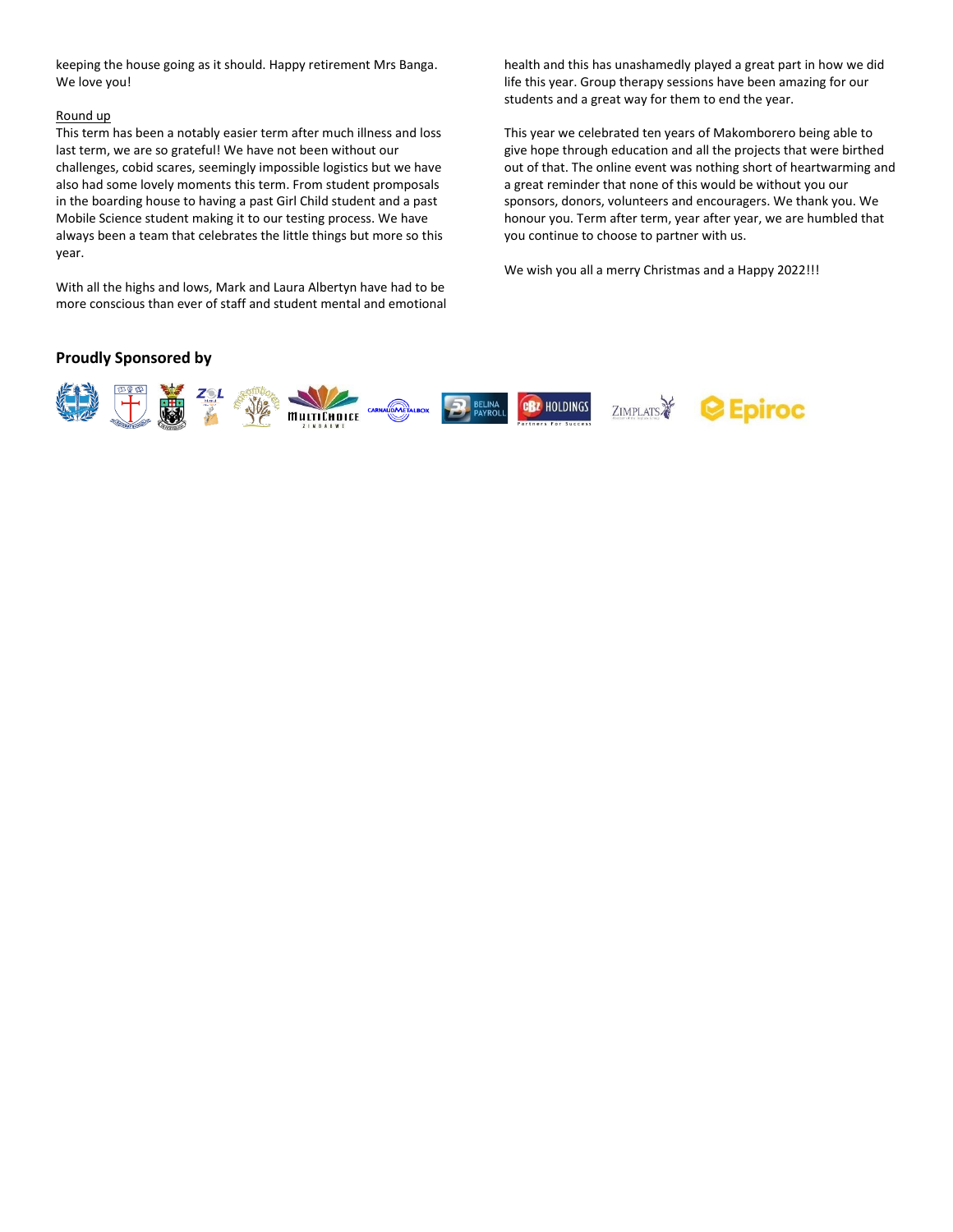keeping the house going as it should. Happy retirement Mrs Banga. We love you!

Round up

This term has been a notably easier term after much illness and loss last term, we are so grateful! We have not been without our challenges, cobid scares, seemingly impossible logistics but we have also had some lovely moments this term. From student promposals in the boarding house to having a past Girl Child student and a past Mobile Science student making it to our testing process. We have always been a team that celebrates the little things but more so this year.

With all the highs and lows, Mark and Laura Albertyn have had to be more conscious than ever of staff and student mental and emotional health and this has unashamedly played a great part in how we did life this year. Group therapy sessions have been amazing for our students and a great way for them to end the year.

This year we celebrated ten years of Makomborero being able to give hope through education and all the projects that were birthed out of that. The online event was nothing short of heartwarming and a great reminder that none of this would be without you our sponsors, donors, volunteers and encouragers. We thank you. We honour you. Term after term, year after year, we are humbled that you continue to choose to partner with us.

We wish you all a merry Christmas and a Happy 2022!!!

**Proudly Sponsored by**